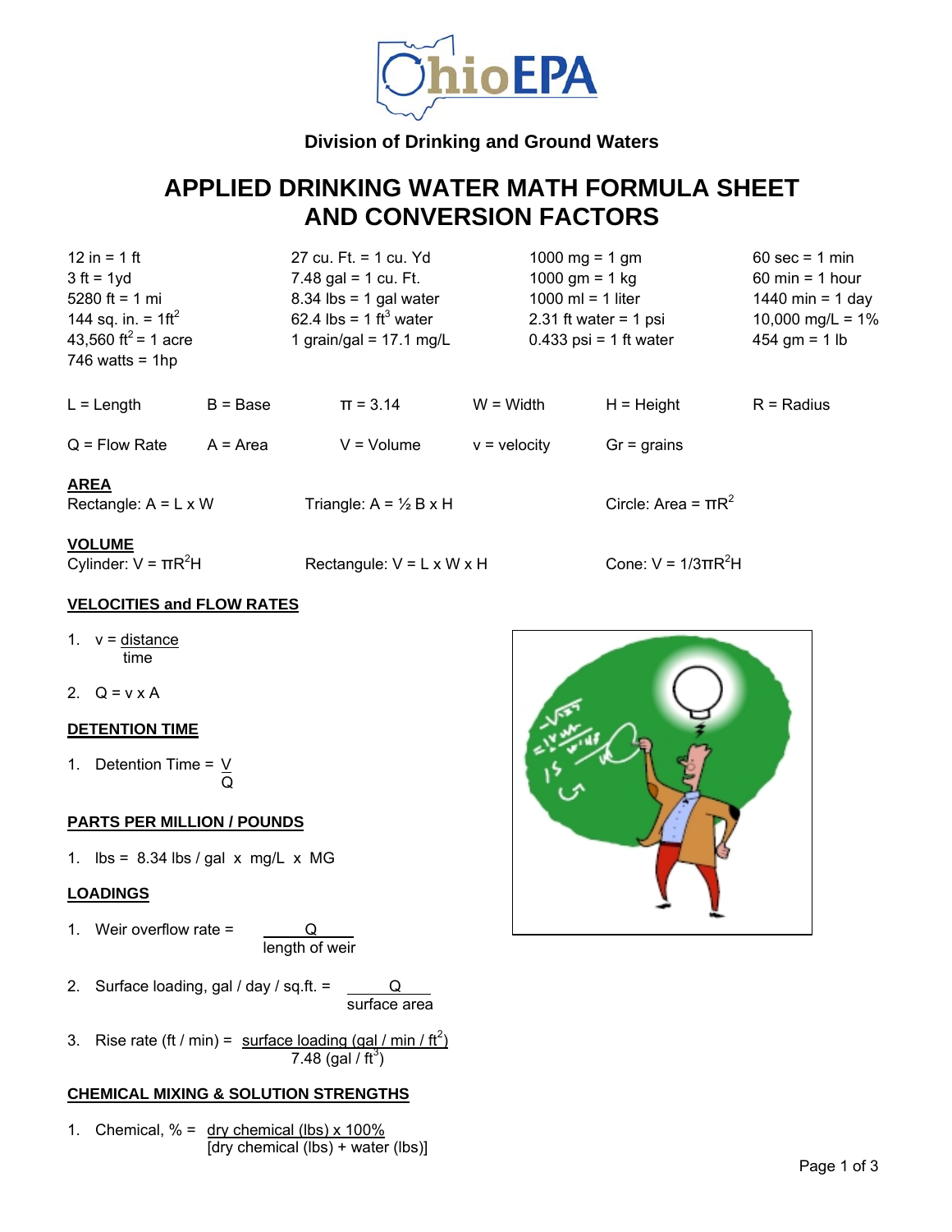Ohio EPA

**Division of Drinking and Ground Waters**

# APPLIED DRINKING WATER MATH FORMULA SHEET AND CONVERSION FACTORS

| | | | |
|---|---|---|---|
| 12 in = 1 ft | 27 cu. Ft. = 1 cu. Yd | 1000 mg = 1 gm | 60 sec = 1 min |
| 3 ft = 1yd | 7.48 gal = 1 cu. Ft. | 1000 gm = 1 kg | 60 min = 1 hour |
| 5280 ft = 1 mi | 8.34 lbs = 1 gal water | 1000 ml = 1 liter | 1440 min = 1 day |
| 144 sq. in. = $1ft^2$ | 62.4 lbs = 1 $ft^3$ water | 2.31 ft water = 1 psi | 10,000 mg/L = 1% |
| 43,560 $ft^2$ = 1 acre | 1 grain/gal = 17.1 mg/L | 0.433 psi = 1 ft water | 454 gm = 1 lb |
| 746 watts = 1hp | | | |

| | | | | | |
|---|---|---|---|---|---|
| L = Length | B = Base | $\pi$ = 3.14 | W = Width | H = Height | R = Radius |
| Q = Flow Rate | A = Area | V = Volume | v = velocity | Gr = grains | |

**AREA**

Rectangle: $A = L \times W$

Triangle: $A = ½ B \times H$

Circle: Area = $\pi R^2$

**VOLUME**

Cylinder: $V = \pi R^2 H$

Rectangule: $V = L \times W \times H$

Cone: $V = 1/3 \pi R^2 H$

**VELOCITIES and FLOW RATES**

1. $v = \dfrac{\text{distance}}{\text{time}}$
2. $Q = v \times A$

**DETENTION TIME**

1. Detention Time = $\dfrac{V}{Q}$

**PARTS PER MILLION / POUNDS**

1. lbs = 8.34 lbs / gal x mg/L x MG

**LOADINGS**

1. Weir overflow rate = $\dfrac{Q}{\text{length of weir}}$
2. Surface loading, gal / day / sq.ft. = $\dfrac{Q}{\text{surface area}}$
3. Rise rate (ft / min) = $\dfrac{\text{surface loading (gal / min / ft}^2\text{)}}{7.48 \text{ (gal / ft}^3\text{)}}$

**CHEMICAL MIXING & SOLUTION STRENGTHS**

1. Chemical, % = $\dfrac{\text{dry chemical (lbs)} \times 100\%}{[\text{dry chemical (lbs)} + \text{water (lbs)}]}$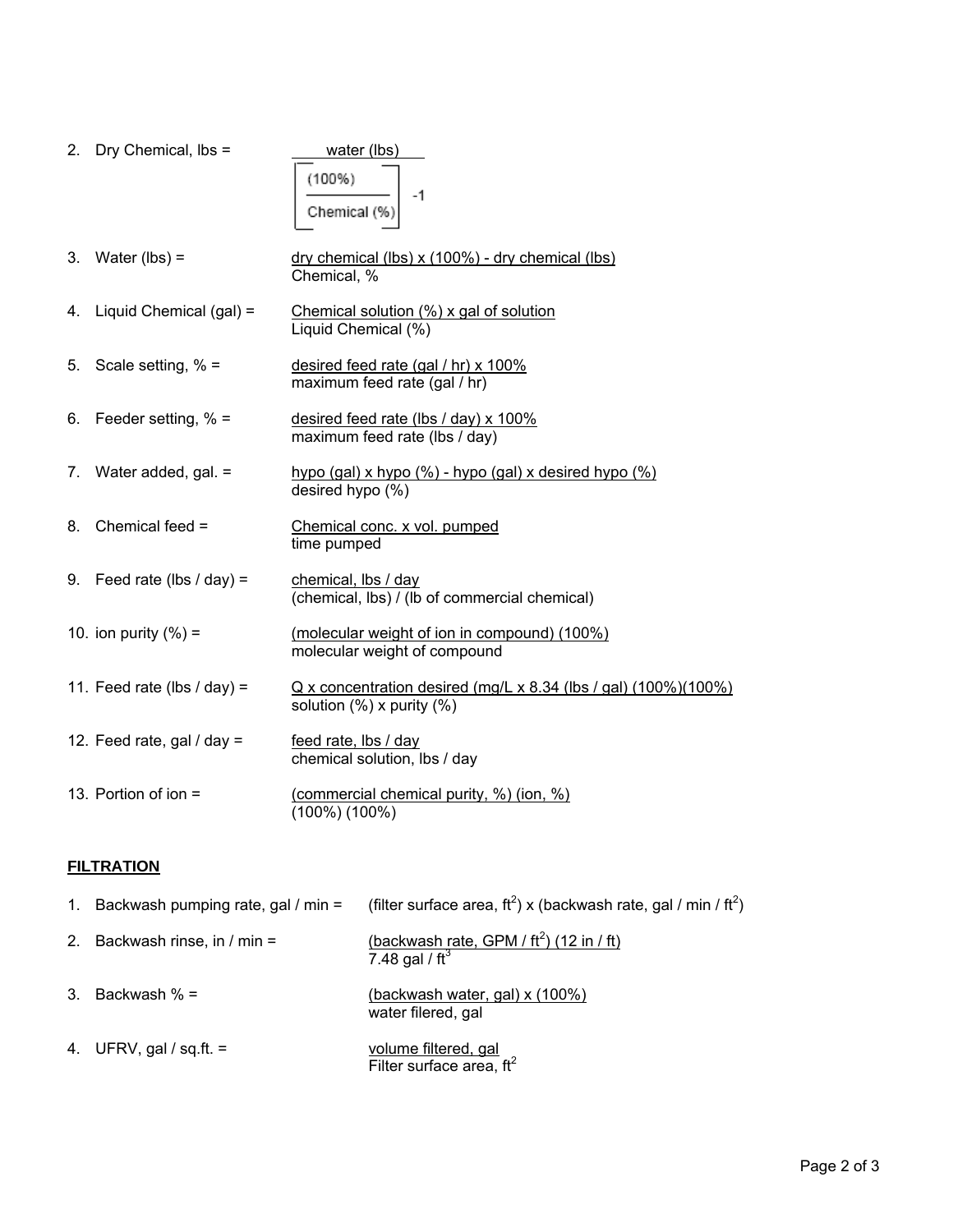2. Dry Chemical, lbs = $\dfrac{\text{water (lbs)}}{\left[\dfrac{(100\%)}{\text{Chemical (\%)}}\right] - 1}$

3. Water (lbs) = $\dfrac{\text{dry chemical (lbs) x (100\%) - dry chemical (lbs)}}{\text{Chemical, \%}}$

4. Liquid Chemical (gal) = $\dfrac{\text{Chemical solution (\%) x gal of solution}}{\text{Liquid Chemical (\%)}}$

5. Scale setting, % = $\dfrac{\text{desired feed rate (gal / hr) x 100\%}}{\text{maximum feed rate (gal / hr)}}$

6. Feeder setting, % = $\dfrac{\text{desired feed rate (lbs / day) x 100\%}}{\text{maximum feed rate (lbs / day)}}$

7. Water added, gal. = $\dfrac{\text{hypo (gal) x hypo (\%) - hypo (gal) x desired hypo (\%)}}{\text{desired hypo (\%)}}$

8. Chemical feed = $\dfrac{\text{Chemical conc. x vol. pumped}}{\text{time pumped}}$

9. Feed rate (lbs / day) = $\dfrac{\text{chemical, lbs / day}}{\text{(chemical, lbs) / (lb of commercial chemical)}}$

10. ion purity (%) = $\dfrac{\text{(molecular weight of ion in compound) (100\%)}}{\text{molecular weight of compound}}$

11. Feed rate (lbs / day) = $\dfrac{\text{Q x concentration desired (mg/L x 8.34 (lbs / gal) (100\%)(100\%)}}{\text{solution (\%) x purity (\%)}}$

12. Feed rate, gal / day = $\dfrac{\text{feed rate, lbs / day}}{\text{chemical solution, lbs / day}}$

13. Portion of ion = $\dfrac{\text{(commercial chemical purity, \%) (ion, \%)}}{\text{(100\%) (100\%)}}$

## FILTRATION

1. Backwash pumping rate, gal / min = (filter surface area, $ft^2$) x (backwash rate, gal / min / $ft^2$)

2. Backwash rinse, in / min = $\dfrac{\text{(backwash rate, GPM / ft}^2\text{) (12 in / ft)}}{\text{7.48 gal / ft}^3}$

3. Backwash % = $\dfrac{\text{(backwash water, gal) x (100\%)}}{\text{water filered, gal}}$

4. UFRV, gal / sq.ft. = $\dfrac{\text{volume filtered, gal}}{\text{Filter surface area, ft}^2}$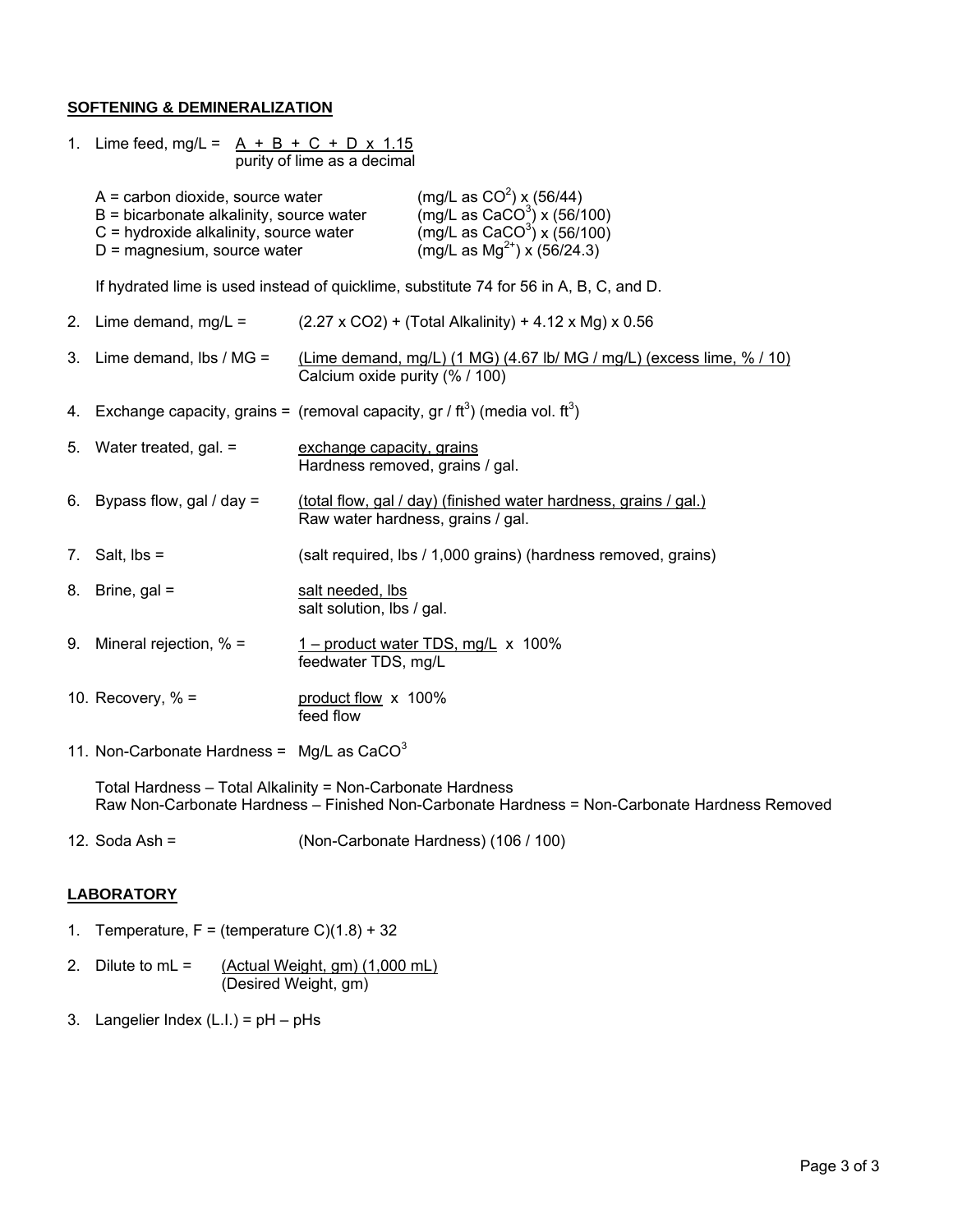## SOFTENING & DEMINERALIZATION

1. Lime feed, mg/L = $\dfrac{A + B + C + D \times 1.15}{\text{purity of lime as a decimal}}$

   A = carbon dioxide, source water (mg/L as $CO^2$) x (56/44)
   B = bicarbonate alkalinity, source water (mg/L as $CaCO^3$) x (56/100)
   C = hydroxide alkalinity, source water (mg/L as $CaCO^3$) x (56/100)
   D = magnesium, source water (mg/L as $Mg^{2+}$) x (56/24.3)

   If hydrated lime is used instead of quicklime, substitute 74 for 56 in A, B, C, and D.

2. Lime demand, mg/L = (2.27 x CO2) + (Total Alkalinity) + 4.12 x Mg) x 0.56

3. Lime demand, lbs / MG = $\dfrac{\text{(Lime demand, mg/L) (1 MG) (4.67 lb/ MG / mg/L) (excess lime, \% / 10)}}{\text{Calcium oxide purity (\% / 100)}}$

4. Exchange capacity, grains = (removal capacity, gr / $ft^3$) (media vol. $ft^3$)

5. Water treated, gal. = $\dfrac{\text{exchange capacity, grains}}{\text{Hardness removed, grains / gal.}}$

6. Bypass flow, gal / day = $\dfrac{\text{(total flow, gal / day) (finished water hardness, grains / gal.)}}{\text{Raw water hardness, grains / gal.}}$

7. Salt, lbs = (salt required, lbs / 1,000 grains) (hardness removed, grains)

8. Brine, gal = $\dfrac{\text{salt needed, lbs}}{\text{salt solution, lbs / gal.}}$

9. Mineral rejection, % = $\dfrac{\text{1 – product water TDS, mg/L}}{\text{feedwater TDS, mg/L}}$ x 100%

10. Recovery, % = $\dfrac{\text{product flow}}{\text{feed flow}}$ x 100%

11. Non-Carbonate Hardness = Mg/L as $CaCO^3$

    Total Hardness – Total Alkalinity = Non-Carbonate Hardness
    Raw Non-Carbonate Hardness – Finished Non-Carbonate Hardness = Non-Carbonate Hardness Removed

12. Soda Ash = (Non-Carbonate Hardness) (106 / 100)

## LABORATORY

1. Temperature, F = (temperature C)(1.8) + 32

2. Dilute to mL = $\dfrac{\text{(Actual Weight, gm) (1,000 mL)}}{\text{(Desired Weight, gm)}}$

3. Langelier Index (L.I.) = pH – pHs